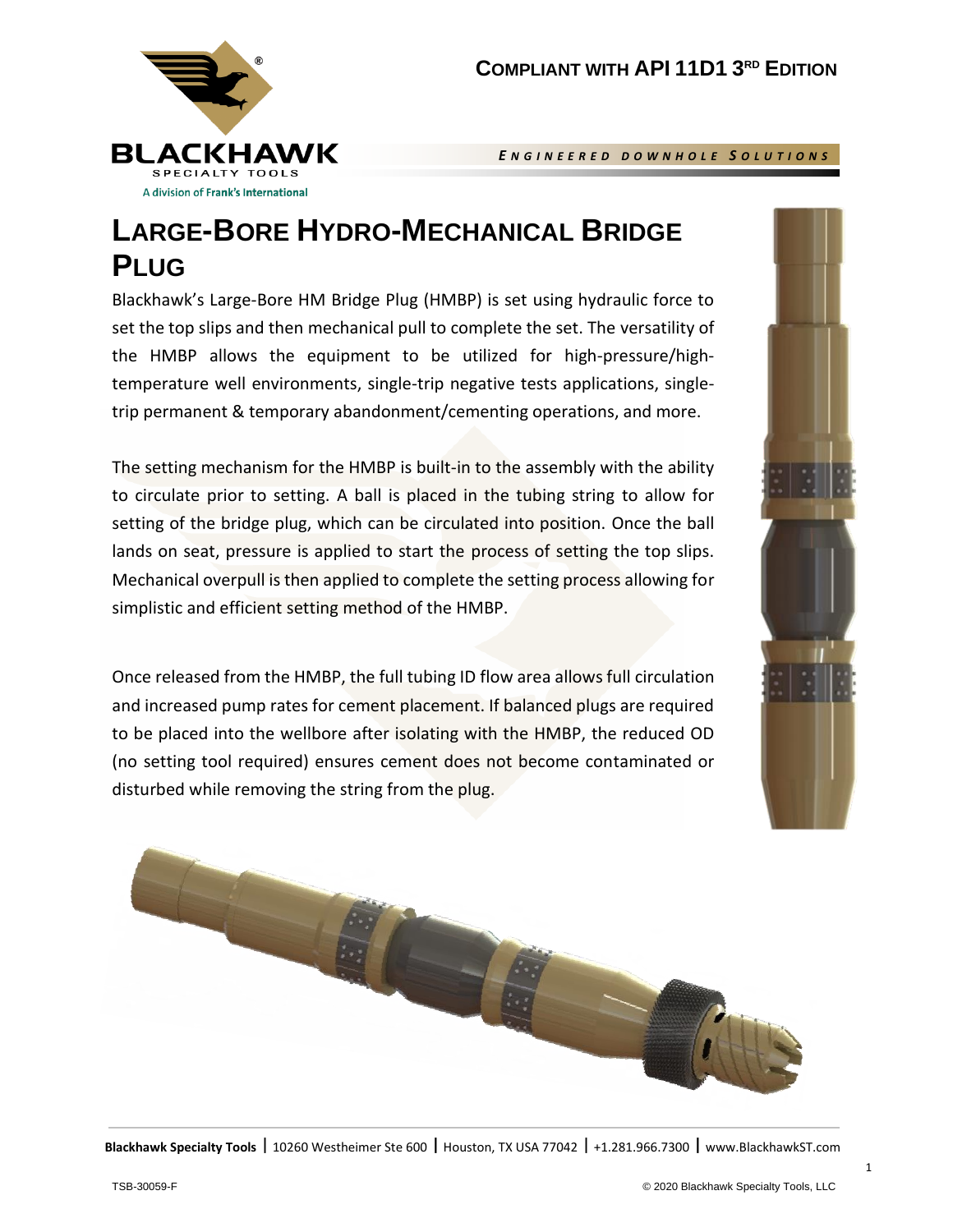**COMPLIANT WITH API 11D1 3RD EDITION**

BLACKHAWK SPECIALTY TOOLS

A division of Frank's International

*ENGINEERED DOWNHOLE SOLUTIONS*

# LARGE-BORE HYDRO-MECHANICAL BRIDGE PLUG

Blackhawk's Large-Bore HM Bridge Plug (HMBP) is set using hydraulic force to set the top slips and then mechanical pull to complete the set. The versatility of the HMBP allows the equipment to be utilized for high-pressure/high-temperature well environments, single-trip negative tests applications, single-trip permanent & temporary abandonment/cementing operations, and more.

The setting mechanism for the HMBP is built-in to the assembly with the ability to circulate prior to setting. A ball is placed in the tubing string to allow for setting of the bridge plug, which can be circulated into position. Once the ball lands on seat, pressure is applied to start the process of setting the top slips. Mechanical overpull is then applied to complete the setting process allowing for simplistic and efficient setting method of the HMBP.

Once released from the HMBP, the full tubing ID flow area allows full circulation and increased pump rates for cement placement. If balanced plugs are required to be placed into the wellbore after isolating with the HMBP, the reduced OD (no setting tool required) ensures cement does not become contaminated or disturbed while removing the string from the plug.

**Blackhawk Specialty Tools** | 10260 Westheimer Ste 600 | Houston, TX USA 77042 | +1.281.966.7300 | www.BlackhawkST.com

TSB-30059-F

© 2020 Blackhawk Specialty Tools, LLC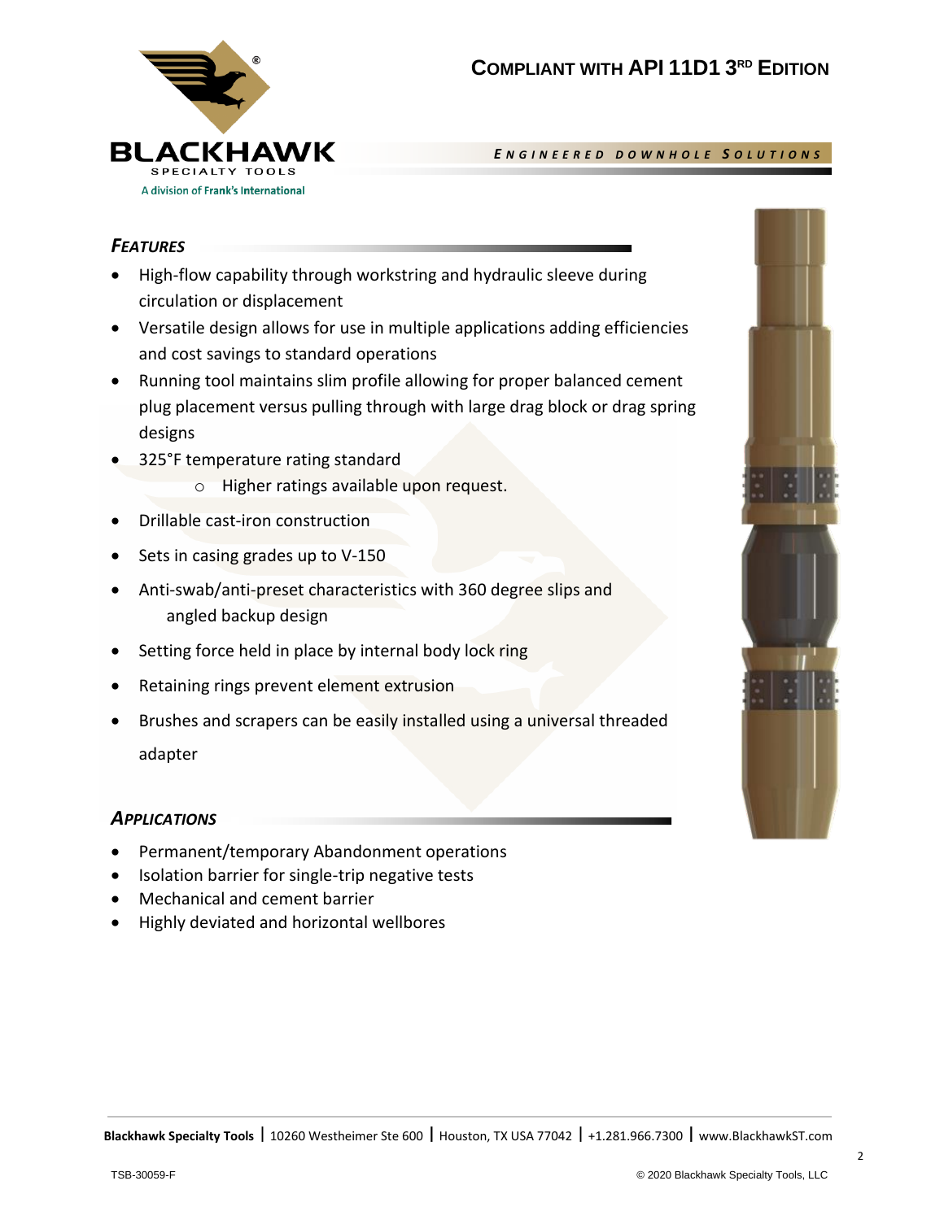# Compliant with API 11D1 3rd Edition

*Engineered Downhole Solutions*

## *Features*

- High-flow capability through workstring and hydraulic sleeve during circulation or displacement
- Versatile design allows for use in multiple applications adding efficiencies and cost savings to standard operations
- Running tool maintains slim profile allowing for proper balanced cement plug placement versus pulling through with large drag block or drag spring designs
- 325°F temperature rating standard
    - Higher ratings available upon request.
- Drillable cast-iron construction
- Sets in casing grades up to V-150
- Anti-swab/anti-preset characteristics with 360 degree slips and angled backup design
- Setting force held in place by internal body lock ring
- Retaining rings prevent element extrusion
- Brushes and scrapers can be easily installed using a universal threaded adapter

## *Applications*

- Permanent/temporary Abandonment operations
- Isolation barrier for single-trip negative tests
- Mechanical and cement barrier
- Highly deviated and horizontal wellbores

**Blackhawk Specialty Tools** | 10260 Westheimer Ste 600 | Houston, TX USA 77042 | +1.281.966.7300 | www.BlackhawkST.com

TSB-30059-F

© 2020 Blackhawk Specialty Tools, LLC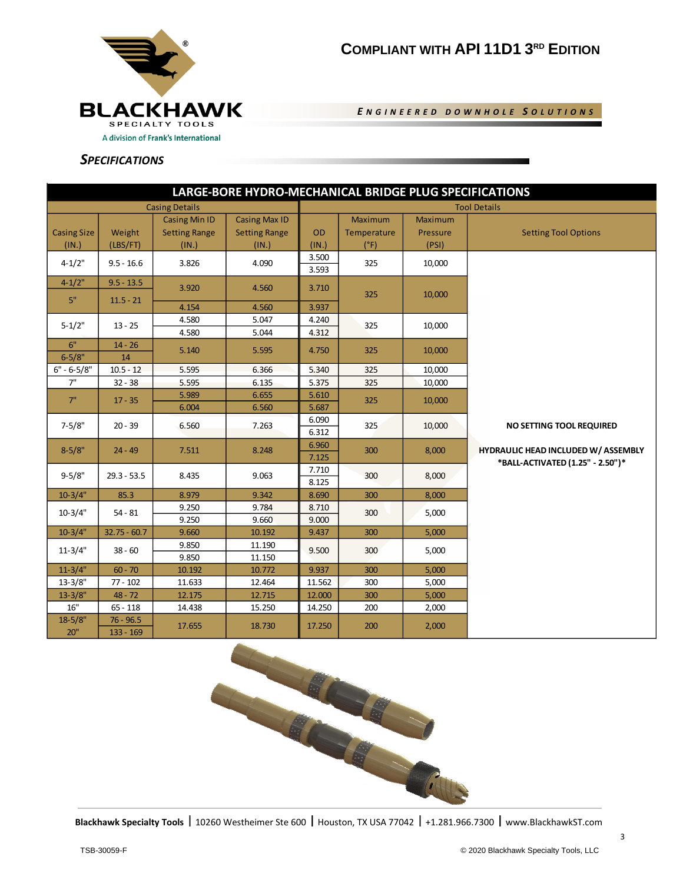# COMPLIANT WITH API 11D1 3RD EDITION

*ENGINEERED DOWNHOLE SOLUTIONS*

## *SPECIFICATIONS*

| LARGE-BORE HYDRO-MECHANICAL BRIDGE PLUG SPECIFICATIONS | | | | | | | |
|---|---|---|---|---|---|---|---|
| Casing Details | | | | Tool Details | | | |
| Casing Size (IN.) | Weight (LBS/FT) | Casing Min ID Setting Range (IN.) | Casing Max ID Setting Range (IN.) | OD (IN.) | Maximum Temperature (°F) | Maximum Pressure (PSI) | Setting Tool Options |
| 4-1/2" | 9.5 - 16.6 | 3.826 | 4.090 | 3.500 | 325 | 10,000 | NO SETTING TOOL REQUIRED |
| | | | | 3.593 | | | |
| 4-1/2" | 9.5 - 13.5 | 3.920 | 4.560 | 3.710 | 325 | 10,000 | HYDRAULIC HEAD INCLUDED W/ ASSEMBLY *BALL-ACTIVATED (1.25" - 2.50")* |
| 5" | 11.5 - 21 | | | | | | |
| | | 4.154 | 4.560 | 3.937 | | | |
| 5-1/2" | 13 - 25 | 4.580 | 5.047 | 4.240 | 325 | 10,000 | |
| | | 4.580 | 5.044 | 4.312 | | | |
| 6" | 14 - 26 | 5.140 | 5.595 | 4.750 | 325 | 10,000 | |
| 6-5/8" | 14 | | | | | | |
| 6" - 6-5/8" | 10.5 - 12 | 5.595 | 6.366 | 5.340 | 325 | 10,000 | |
| 7" | 32 - 38 | 5.595 | 6.135 | 5.375 | 325 | 10,000 | |
| 7" | 17 - 35 | 5.989 | 6.655 | 5.610 | 325 | 10,000 | |
| | | 6.004 | 6.560 | 5.687 | | | |
| 7-5/8" | 20 - 39 | 6.560 | 7.263 | 6.090 | 325 | 10,000 | |
| | | | | 6.312 | | | |
| 8-5/8" | 24 - 49 | 7.511 | 8.248 | 6.960 | 300 | 8,000 | |
| | | | | 7.125 | | | |
| 9-5/8" | 29.3 - 53.5 | 8.435 | 9.063 | 7.710 | 300 | 8,000 | |
| | | | | 8.125 | | | |
| 10-3/4" | 85.3 | 8.979 | 9.342 | 8.690 | 300 | 8,000 | |
| 10-3/4" | 54 - 81 | 9.250 | 9.784 | 8.710 | 300 | 5,000 | |
| | | 9.250 | 9.660 | 9.000 | | | |
| 10-3/4" | 32.75 - 60.7 | 9.660 | 10.192 | 9.437 | 300 | 5,000 | |
| 11-3/4" | 38 - 60 | 9.850 | 11.190 | 9.500 | 300 | 5,000 | |
| | | 9.850 | 11.150 | | | | |
| 11-3/4" | 60 - 70 | 10.192 | 10.772 | 9.937 | 300 | 5,000 | |
| 13-3/8" | 77 - 102 | 11.633 | 12.464 | 11.562 | 300 | 5,000 | |
| 13-3/8" | 48 - 72 | 12.175 | 12.715 | 12.000 | 300 | 5,000 | |
| 16" | 65 - 118 | 14.438 | 15.250 | 14.250 | 200 | 2,000 | |
| 18-5/8" | 76 - 96.5 | 17.655 | 18.730 | 17.250 | 200 | 2,000 | |
| 20" | 133 - 169 | | | | | | |

**Blackhawk Specialty Tools** | 10260 Westheimer Ste 600 | Houston, TX USA 77042 | +1.281.966.7300 | www.BlackhawkST.com

TSB-30059-F

© 2020 Blackhawk Specialty Tools, LLC